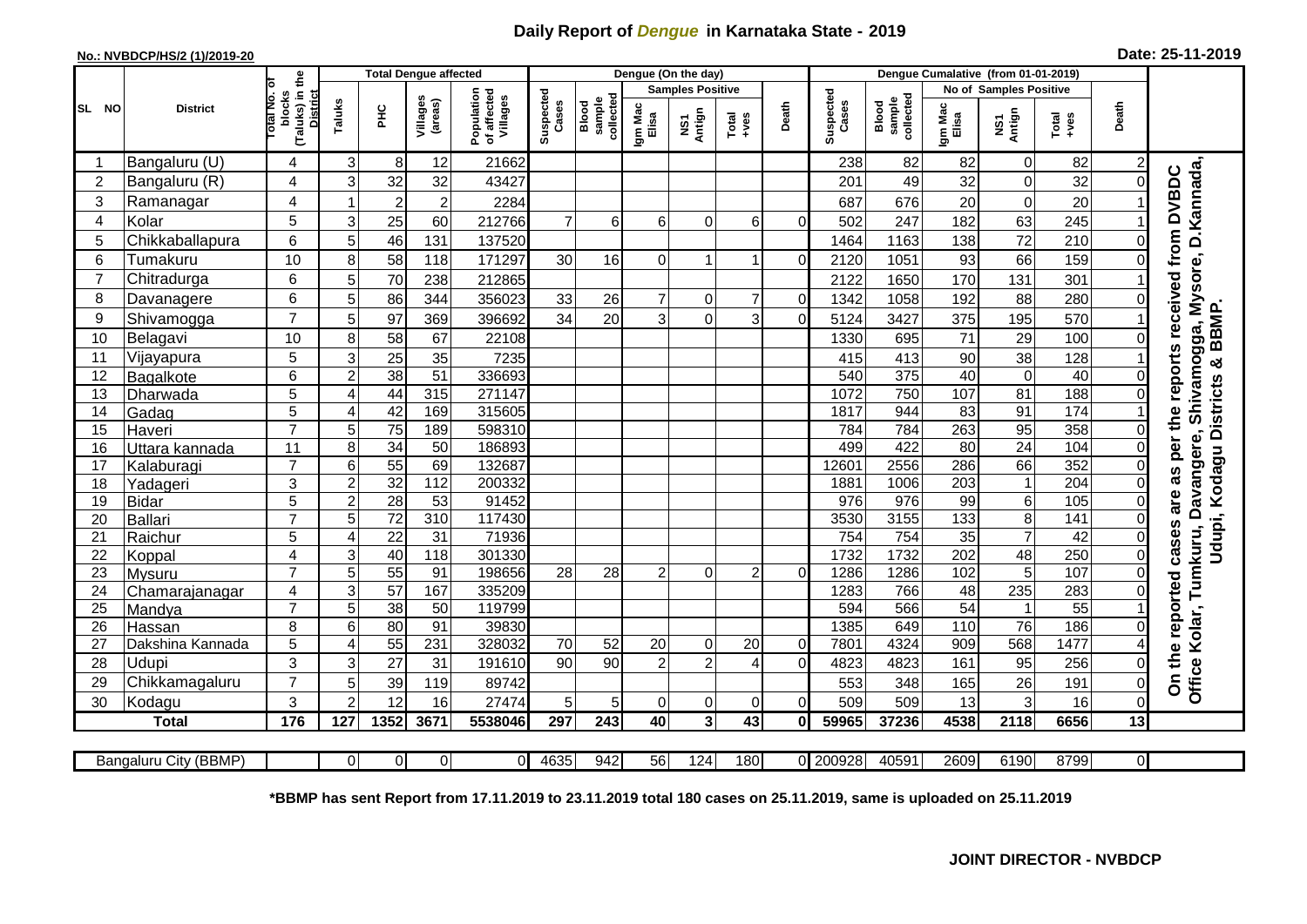# Daily Report of *Dengue* in Karnataka State - 2019

**No.: NVBDCP/HS/2 (1)/2019-20** **Date: 25-11-2019**

| SL NO | District | Total No. of blocks (Taluks) in the District | Total Dengue affected | | | | Dengue (On the day) | | | | | | | Dengue Cumalative (from 01-01-2019) | | | | | | | |
|---|---|---|---|---|---|---|---|---|---|---|---|---|---|---|---|---|---|---|---|---|
| | | | Taluks | PHC | Villages (areas) | Population of affected Villages | Suspected Cases | Blood sample collected | Samples Positive | | | Death | Suspected Cases | Blood sample collected | No of Samples Positive | | | Death | |
| | | | | | | | | | Igm Mac Elisa | NS1 Antign | Total +ves | | | | Igm Mac Elisa | NS1 Antign | Total +ves | | |
| 1 | Bangaluru (U) | 4 | 3 | 8 | 12 | 21662 | | | | | | | 238 | 82 | 82 | 0 | 82 | 2 | On the reported cases are as per the reports received from DVBDC Office Kolar, Tumkuru, Davangere, Shivamogga, Mysore, D.Kannada, Udupi, Kodagu Districts & BBMP. |
| 2 | Bangaluru (R) | 4 | 3 | 32 | 32 | 43427 | | | | | | | 201 | 49 | 32 | 0 | 32 | 0 | |
| 3 | Ramanagar | 4 | 1 | 2 | 2 | 2284 | | | | | | | 687 | 676 | 20 | 0 | 20 | 1 | |
| 4 | Kolar | 5 | 3 | 25 | 60 | 212766 | 7 | 6 | 6 | 0 | 6 | 0 | 502 | 247 | 182 | 63 | 245 | 1 | |
| 5 | Chikkaballapura | 6 | 5 | 46 | 131 | 137520 | | | | | | | 1464 | 1163 | 138 | 72 | 210 | 0 | |
| 6 | Tumakuru | 10 | 8 | 58 | 118 | 171297 | 30 | 16 | 0 | 1 | 1 | 0 | 2120 | 1051 | 93 | 66 | 159 | 0 | |
| 7 | Chitradurga | 6 | 5 | 70 | 238 | 212865 | | | | | | | 2122 | 1650 | 170 | 131 | 301 | 1 | |
| 8 | Davanagere | 6 | 5 | 86 | 344 | 356023 | 33 | 26 | 7 | 0 | 7 | 0 | 1342 | 1058 | 192 | 88 | 280 | 0 | |
| 9 | Shivamogga | 7 | 5 | 97 | 369 | 396692 | 34 | 20 | 3 | 0 | 3 | 0 | 5124 | 3427 | 375 | 195 | 570 | 1 | |
| 10 | Belagavi | 10 | 8 | 58 | 67 | 22108 | | | | | | | 1330 | 695 | 71 | 29 | 100 | 0 | |
| 11 | Vijayapura | 5 | 3 | 25 | 35 | 7235 | | | | | | | 415 | 413 | 90 | 38 | 128 | 1 | |
| 12 | Bagalkote | 6 | 2 | 38 | 51 | 336693 | | | | | | | 540 | 375 | 40 | 0 | 40 | 0 | |
| 13 | Dharwada | 5 | 4 | 44 | 315 | 271147 | | | | | | | 1072 | 750 | 107 | 81 | 188 | 0 | |
| 14 | Gadag | 5 | 4 | 42 | 169 | 315605 | | | | | | | 1817 | 944 | 83 | 91 | 174 | 1 | |
| 15 | Haveri | 7 | 5 | 75 | 189 | 598310 | | | | | | | 784 | 784 | 263 | 95 | 358 | 0 | |
| 16 | Uttara kannada | 11 | 8 | 34 | 50 | 186893 | | | | | | | 499 | 422 | 80 | 24 | 104 | 0 | |
| 17 | Kalaburagi | 7 | 6 | 55 | 69 | 132687 | | | | | | | 12601 | 2556 | 286 | 66 | 352 | 0 | |
| 18 | Yadageri | 3 | 2 | 32 | 112 | 200332 | | | | | | | 1881 | 1006 | 203 | 1 | 204 | 0 | |
| 19 | Bidar | 5 | 2 | 28 | 53 | 91452 | | | | | | | 976 | 976 | 99 | 6 | 105 | 0 | |
| 20 | Ballari | 7 | 5 | 72 | 310 | 117430 | | | | | | | 3530 | 3155 | 133 | 8 | 141 | 0 | |
| 21 | Raichur | 5 | 4 | 22 | 31 | 71936 | | | | | | | 754 | 754 | 35 | 7 | 42 | 0 | |
| 22 | Koppal | 4 | 3 | 40 | 118 | 301330 | | | | | | | 1732 | 1732 | 202 | 48 | 250 | 0 | |
| 23 | Mysuru | 7 | 5 | 55 | 91 | 198656 | 28 | 28 | 2 | 0 | 2 | 0 | 1286 | 1286 | 102 | 5 | 107 | 0 | |
| 24 | Chamarajanagar | 4 | 3 | 57 | 167 | 335209 | | | | | | | 1283 | 766 | 48 | 235 | 283 | 0 | |
| 25 | Mandya | 7 | 5 | 38 | 50 | 119799 | | | | | | | 594 | 566 | 54 | 1 | 55 | 1 | |
| 26 | Hassan | 8 | 6 | 80 | 91 | 39830 | | | | | | | 1385 | 649 | 110 | 76 | 186 | 0 | |
| 27 | Dakshina Kannada | 5 | 4 | 55 | 231 | 328032 | 70 | 52 | 20 | 0 | 20 | 0 | 7801 | 4324 | 909 | 568 | 1477 | 4 | |
| 28 | Udupi | 3 | 3 | 27 | 31 | 191610 | 90 | 90 | 2 | 2 | 4 | 0 | 4823 | 4823 | 161 | 95 | 256 | 0 | |
| 29 | Chikkamagaluru | 7 | 5 | 39 | 119 | 89742 | | | | | | | 553 | 348 | 165 | 26 | 191 | 0 | |
| 30 | Kodagu | 3 | 2 | 12 | 16 | 27474 | 5 | 5 | 0 | 0 | 0 | 0 | 509 | 509 | 13 | 3 | 16 | 0 | |
| **Total** | | **176** | **127** | **1352** | **3671** | **5538046** | **297** | **243** | **40** | **3** | **43** | **0** | **59965** | **37236** | **4538** | **2118** | **6656** | **13** | |

| Bangaluru City (BBMP) | | 0 | 0 | 0 | 0 | 4635 | 942 | 56 | 124 | 180 | 0 | 200928 | 40591 | 2609 | 6190 | 8799 | 0 |
|---|---|---|---|---|---|---|---|---|---|---|---|---|---|---|---|---|---|

**\*BBMP has sent Report from 17.11.2019 to 23.11.2019 total 180 cases on 25.11.2019, same is uploaded on 25.11.2019**

**JOINT DIRECTOR - NVBDCP**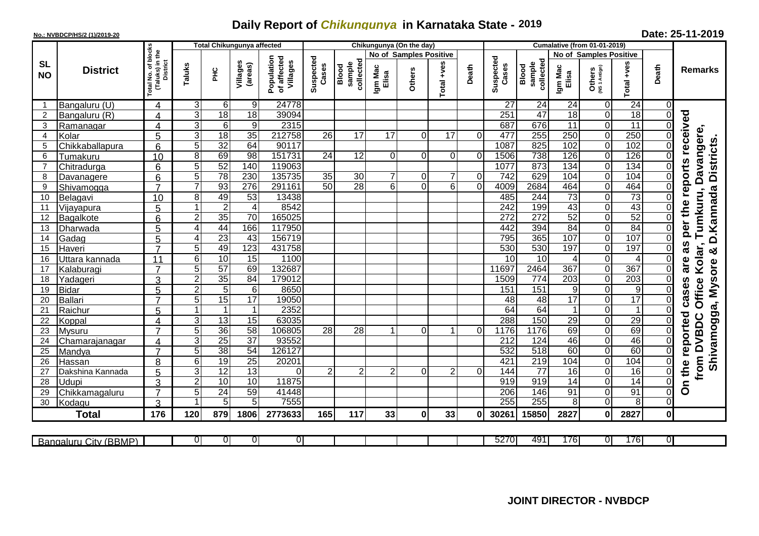# Daily Report of *Chikungunya* in Karnataka State - 2019

**No.: NVBDCP/HS/2 (1)/2019-20**

**Date: 25-11-2019**

| SL NO | District | Total No. of blocks (Taluks) in the District | Total Chikungunya affected | | | | Chikungunya (On the day) | | | | | | | Cumalative (from 01-01-2019) | | | | | | | Remarks |
|---|---|---|---|---|---|---|---|---|---|---|---|---|---|---|---|---|---|---|---|---|---|
| | | | Taluks | PHC | Villages (areas) | Population of affected Villages | Suspected Cases | Blood sample collected | No of Samples Positive | | | Death | Suspected Cases | Blood sample collected | No of Samples Positive | | | Death | |
| | | | | | | | | | Igm Mac Elisa | Others | Total +ves | | | | Igm Mac Elisa | Others (NS 1 Antign) | Total +ves | | |
| 1 | Bangaluru (U) | 4 | 3 | 6 | 9 | 24778 | | | | | | | 27 | 24 | 24 | 0 | 24 | 0 | On the reported cases are as per the reports received from DVBDC Office Kolar, Tumkuru, Davangere, Shivamogga, Mysore & D.Kannada Districts. |
| 2 | Bangaluru (R) | 4 | 3 | 18 | 18 | 39094 | | | | | | | 251 | 47 | 18 | 0 | 18 | 0 | |
| 3 | Ramanagar | 4 | 3 | 6 | 9 | 2315 | | | | | | | 687 | 676 | 11 | 0 | 11 | 0 | |
| 4 | Kolar | 5 | 3 | 18 | 35 | 212758 | 26 | 17 | 17 | 0 | 17 | 0 | 477 | 255 | 250 | 0 | 250 | 0 | |
| 5 | Chikkaballapura | 6 | 5 | 32 | 64 | 90117 | | | | | | | 1087 | 825 | 102 | 0 | 102 | 0 | |
| 6 | Tumakuru | 10 | 8 | 69 | 98 | 151731 | 24 | 12 | 0 | 0 | 0 | 0 | 1506 | 738 | 126 | 0 | 126 | 0 | |
| 7 | Chitradurga | 6 | 5 | 52 | 140 | 119063 | | | | | | | 1077 | 873 | 134 | 0 | 134 | 0 | |
| 8 | Davanagere | 6 | 5 | 78 | 230 | 135735 | 35 | 30 | 7 | 0 | 7 | 0 | 742 | 629 | 104 | 0 | 104 | 0 | |
| 9 | Shivamogga | 7 | 7 | 93 | 276 | 291161 | 50 | 28 | 6 | 0 | 6 | 0 | 4009 | 2684 | 464 | 0 | 464 | 0 | |
| 10 | Belagavi | 10 | 8 | 49 | 53 | 13438 | | | | | | | 485 | 244 | 73 | 0 | 73 | 0 | |
| 11 | Vijayapura | 5 | 1 | 2 | 4 | 8542 | | | | | | | 242 | 199 | 43 | 0 | 43 | 0 | |
| 12 | Bagalkote | 6 | 2 | 35 | 70 | 165025 | | | | | | | 272 | 272 | 52 | 0 | 52 | 0 | |
| 13 | Dharwada | 5 | 4 | 44 | 166 | 117950 | | | | | | | 442 | 394 | 84 | 0 | 84 | 0 | |
| 14 | Gadag | 5 | 4 | 23 | 43 | 156719 | | | | | | | 795 | 365 | 107 | 0 | 107 | 0 | |
| 15 | Haveri | 7 | 5 | 49 | 123 | 431758 | | | | | | | 530 | 530 | 197 | 0 | 197 | 0 | |
| 16 | Uttara kannada | 11 | 6 | 10 | 15 | 1100 | | | | | | | 10 | 10 | 4 | 0 | 4 | 0 | |
| 17 | Kalaburagi | 7 | 5 | 57 | 69 | 132687 | | | | | | | 11697 | 2464 | 367 | 0 | 367 | 0 | |
| 18 | Yadageri | 3 | 2 | 35 | 84 | 179012 | | | | | | | 1509 | 774 | 203 | 0 | 203 | 0 | |
| 19 | Bidar | 5 | 2 | 5 | 6 | 8650 | | | | | | | 151 | 151 | 9 | 0 | 9 | 0 | |
| 20 | Ballari | 7 | 5 | 15 | 17 | 19050 | | | | | | | 48 | 48 | 17 | 0 | 17 | 0 | |
| 21 | Raichur | 5 | 1 | 1 | 1 | 2352 | | | | | | | 64 | 64 | 1 | 0 | 1 | 0 | |
| 22 | Koppal | 4 | 3 | 13 | 15 | 63035 | | | | | | | 288 | 150 | 29 | 0 | 29 | 0 | |
| 23 | Mysuru | 7 | 5 | 36 | 58 | 106805 | 28 | 28 | 1 | 0 | 1 | 0 | 1176 | 1176 | 69 | 0 | 69 | 0 | |
| 24 | Chamarajanagar | 4 | 3 | 25 | 37 | 93552 | | | | | | | 212 | 124 | 46 | 0 | 46 | 0 | |
| 25 | Mandya | 7 | 5 | 38 | 54 | 126127 | | | | | | | 532 | 518 | 60 | 0 | 60 | 0 | |
| 26 | Hassan | 8 | 6 | 19 | 25 | 20201 | | | | | | | 421 | 219 | 104 | 0 | 104 | 0 | |
| 27 | Dakshina Kannada | 5 | 3 | 12 | 13 | 0 | 2 | 2 | 2 | 0 | 2 | 0 | 144 | 77 | 16 | 0 | 16 | 0 | |
| 28 | Udupi | 3 | 2 | 10 | 10 | 11875 | | | | | | | 919 | 919 | 14 | 0 | 14 | 0 | |
| 29 | Chikkamagaluru | 7 | 5 | 24 | 59 | 41448 | | | | | | | 206 | 146 | 91 | 0 | 91 | 0 | |
| 30 | Kodagu | 3 | 1 | 5 | 5 | 7555 | | | | | | | 255 | 255 | 8 | 0 | 8 | 0 | |
| **Total** | | **176** | **120** | **879** | **1806** | **2773633** | **165** | **117** | **33** | **0** | **33** | **0** | **30261** | **15850** | **2827** | **0** | **2827** | **0** | |

| | | | | | | | | | | | | | | | | | | | | |
|---|---|---|---|---|---|---|---|---|---|---|---|---|---|---|---|---|---|---|---|---|
| Bangaluru City (BBMP) | | 0 | 0 | 0 | 0 | | | | | | | 5270 | 491 | 176 | 0 | 176 | 0 | |

**JOINT DIRECTOR - NVBDCP**